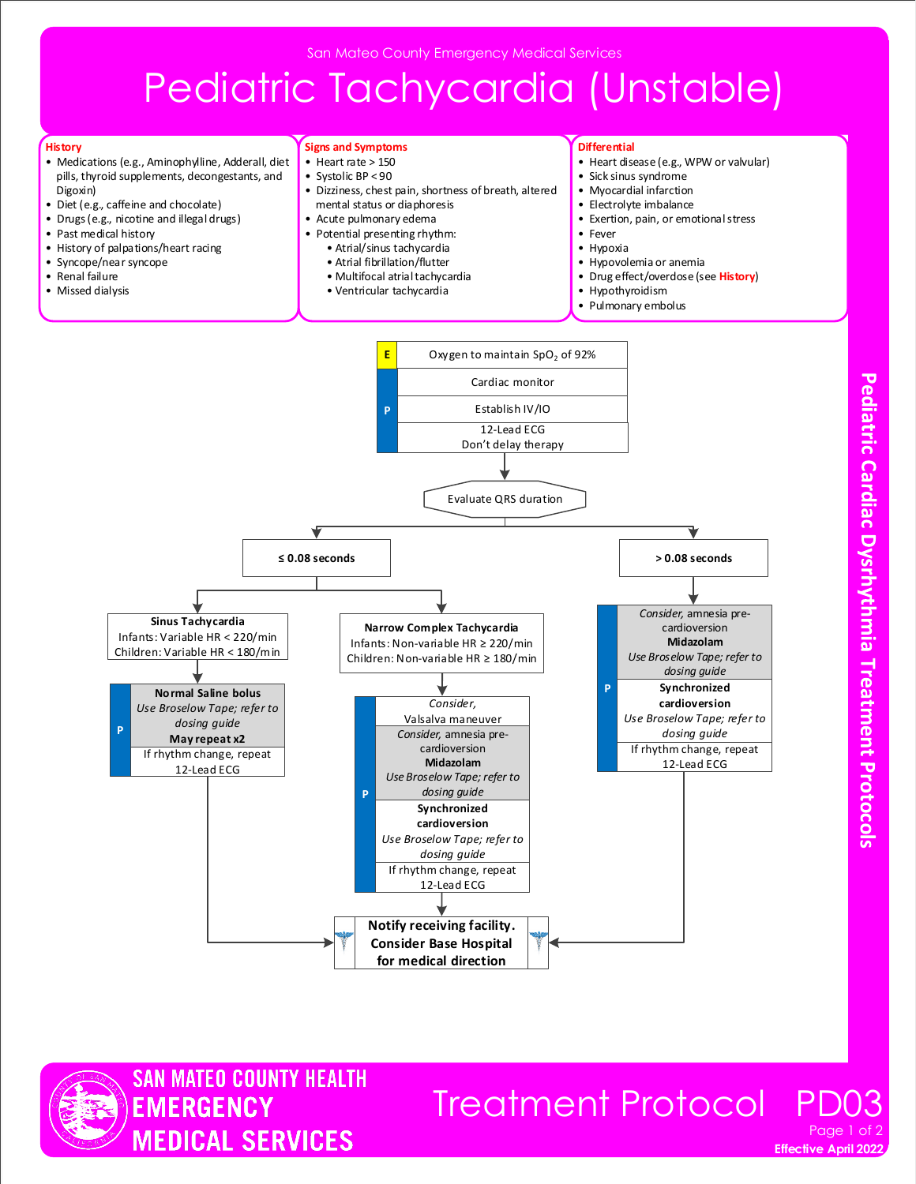San Mateo County Emergency Medical Services

# Pediatric Tachycardia (Unstable)

## History

- Medications (e.g., Aminophylline, Adderall, diet pills, thyroid supplements, decongestants, and Digoxin)
- Diet (e.g., caffeine and chocolate)
- Drugs (e.g., nicotine and illegal drugs)
- Past medical history
- History of palpations/heart racing
- Syncope/near syncope
- Renal failure
- Missed dialysis

## Signs and Symptoms

- Heart rate > 150
- Systolic BP < 90
- Dizziness, chest pain, shortness of breath, altered mental status or diaphoresis
- Acute pulmonary edema
- Potential presenting rhythm:
  - Atrial/sinus tachycardia
  - Atrial fibrillation/flutter
  - Multifocal atrial tachycardia
  - Ventricular tachycardia

## Differential

- Heart disease (e.g., WPW or valvular)
- Sick sinus syndrome
- Myocardial infarction
- Electrolyte imbalance
- Exertion, pain, or emotional stress
- Fever
- Hypoxia
- Hypovolemia or anemia
- Drug effect/overdose (see History)
- Hypothyroidism
- Pulmonary embolus

## Treatment

**E**
- Oxygen to maintain $SpO_2$ of 92%

**P**
- Cardiac monitor
- Establish IV/IO
- 12-Lead ECG
  Don't delay therapy

**Evaluate QRS duration**

### ≤ 0.08 seconds

**Sinus Tachycardia**
Infants: Variable HR < 220/min
Children: Variable HR < 180/min

**P**
- **Normal Saline bolus**
  *Use Broselow Tape; refer to dosing guide*
  **May repeat x2**
- If rhythm change, repeat 12-Lead ECG

**Narrow Complex Tachycardia**
Infants: Non-variable HR ≥ 220/min
Children: Non-variable HR ≥ 180/min

**P**
- *Consider,* Valsalva maneuver
- *Consider,* amnesia pre-cardioversion
  **Midazolam**
  *Use Broselow Tape; refer to dosing guide*
- **Synchronized cardioversion**
  *Use Broselow Tape; refer to dosing guide*
- If rhythm change, repeat 12-Lead ECG

### > 0.08 seconds

**P**
- *Consider,* amnesia pre-cardioversion
  **Midazolam**
  *Use Broselow Tape; refer to dosing guide*
- **Synchronized cardioversion**
  *Use Broselow Tape; refer to dosing guide*
- If rhythm change, repeat 12-Lead ECG

**Notify receiving facility. Consider Base Hospital for medical direction**

Pediatric Cardiac Dysrhythmia Treatment Protocols

SAN MATEO COUNTY HEALTH EMERGENCY MEDICAL SERVICES

Treatment Protocol PD03

Effective April 2022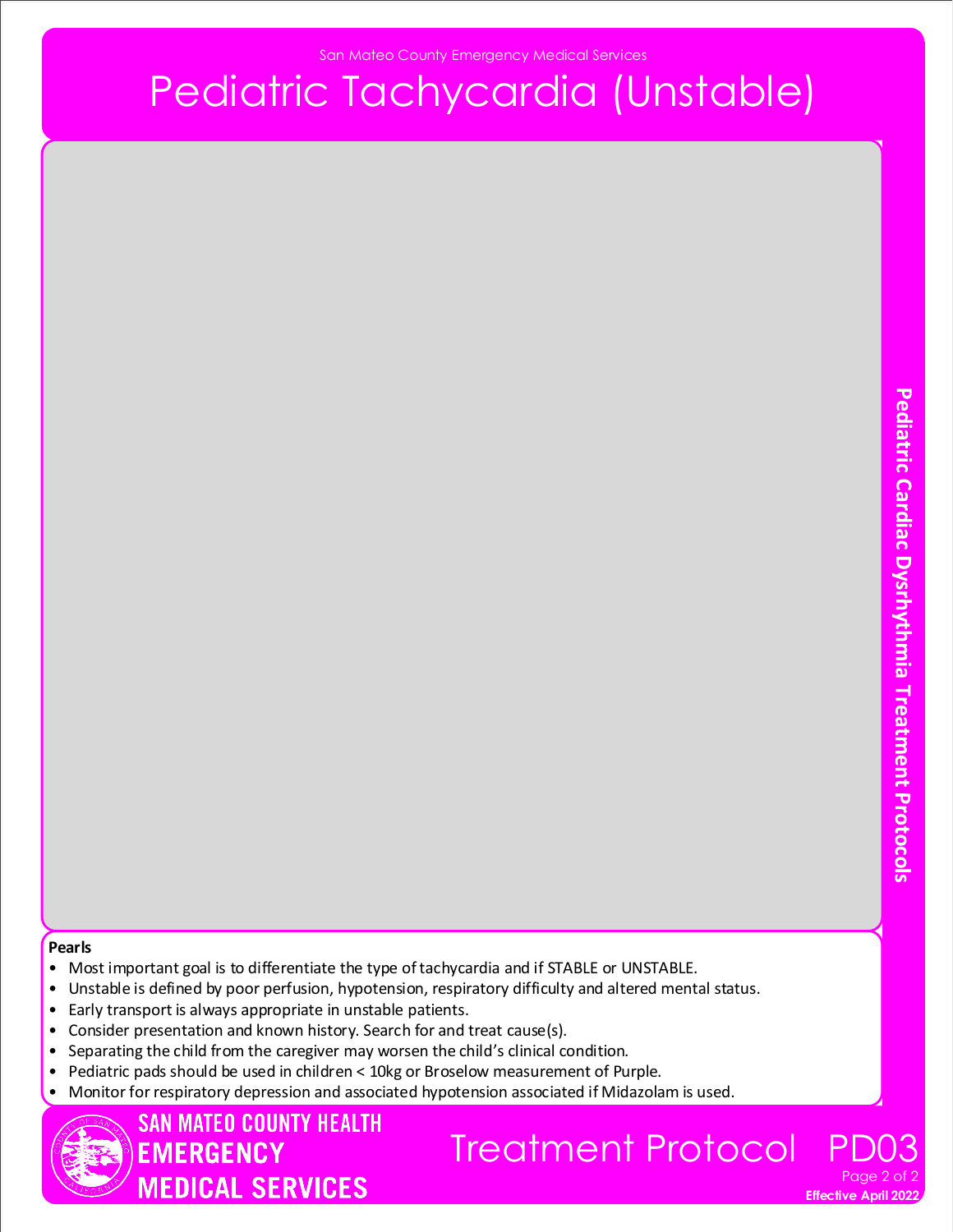# Pediatric Tachycardia (Unstable)

**Pearls**

- Most important goal is to differentiate the type of tachycardia and if STABLE or UNSTABLE.
- Unstable is defined by poor perfusion, hypotension, respiratory difficulty and altered mental status.
- Early transport is always appropriate in unstable patients.
- Consider presentation and known history. Search for and treat cause(s).
- Separating the child from the caregiver may worsen the child's clinical condition.
- Pediatric pads should be used in children < 10kg or Broselow measurement of Purple.
- Monitor for respiratory depression and associated hypotension associated if Midazolam is used.